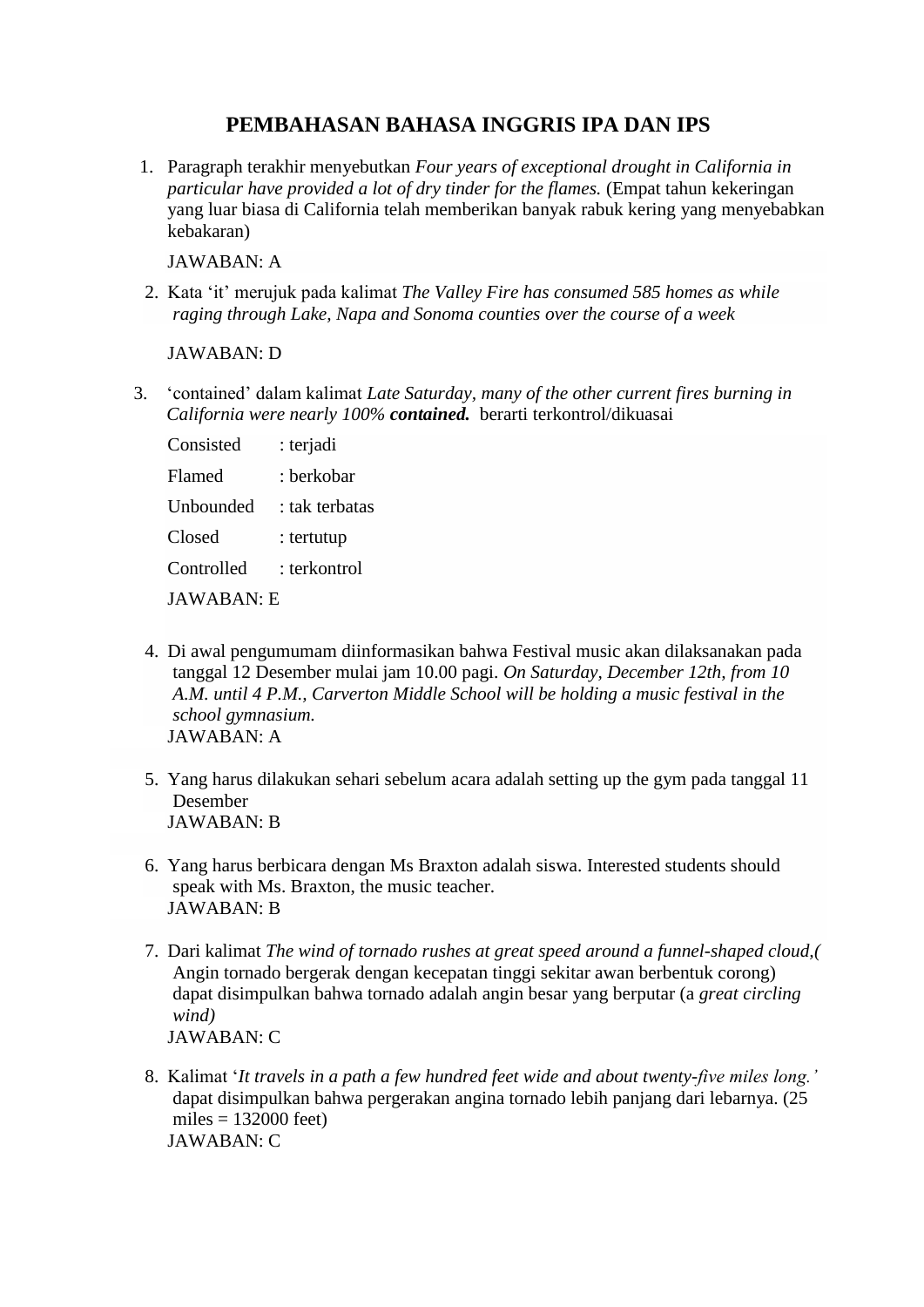# PEMBAHASAN BAHASA INGGRIS IPA DAN IPS

1. Paragraph terakhir menyebutkan *Four years of exceptional drought in California in particular have provided a lot of dry tinder for the flames.* (Empat tahun kekeringan yang luar biasa di California telah memberikan banyak rabuk kering yang menyebabkan kebakaran)

   JAWABAN: A

2. Kata 'it' merujuk pada kalimat *The Valley Fire has consumed 585 homes as while raging through Lake, Napa and Sonoma counties over the course of a week*

   JAWABAN: D

3. 'contained' dalam kalimat *Late Saturday, many of the other current fires burning in California were nearly 100%* ***contained.*** berarti terkontrol/dikuasai

   Consisted : terjadi

   Flamed : berkobar

   Unbounded : tak terbatas

   Closed : tertutup

   Controlled : terkontrol

   JAWABAN: E

4. Di awal pengumumam diinformasikan bahwa Festival music akan dilaksanakan pada tanggal 12 Desember mulai jam 10.00 pagi. *On Saturday, December 12th, from 10 A.M. until 4 P.M., Carverton Middle School will be holding a music festival in the school gymnasium.*
   JAWABAN: A

5. Yang harus dilakukan sehari sebelum acara adalah setting up the gym pada tanggal 11 Desember
   JAWABAN: B

6. Yang harus berbicara dengan Ms Braxton adalah siswa. Interested students should speak with Ms. Braxton, the music teacher.
   JAWABAN: B

7. Dari kalimat *The wind of tornado rushes at great speed around a funnel-shaped cloud,(* Angin tornado bergerak dengan kecepatan tinggi sekitar awan berbentuk corong) dapat disimpulkan bahwa tornado adalah angin besar yang berputar (a *great circling wind)*
   JAWABAN: C

8. Kalimat '*It travels in a path a few hundred feet wide and about twenty-five miles long.'* dapat disimpulkan bahwa pergerakan angina tornado lebih panjang dari lebarnya. (25 miles = 132000 feet)
   JAWABAN: C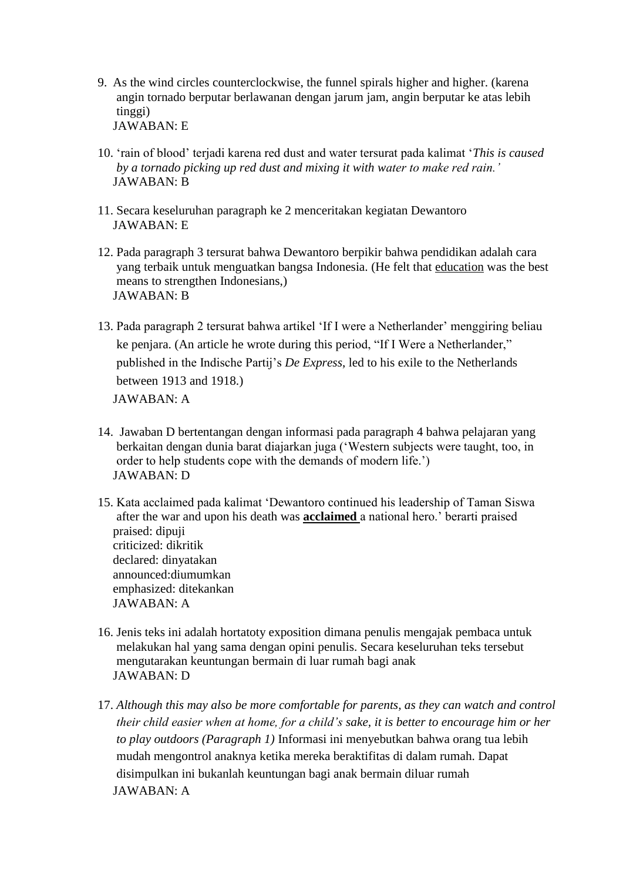9. As the wind circles counterclockwise, the funnel spirals higher and higher. (karena angin tornado berputar berlawanan dengan jarum jam, angin berputar ke atas lebih tinggi)
   JAWABAN: E

10. 'rain of blood' terjadi karena red dust and water tersurat pada kalimat '*This is caused by a tornado picking up red dust and mixing it with water to make red rain.'*
    JAWABAN: B

11. Secara keseluruhan paragraph ke 2 menceritakan kegiatan Dewantoro
    JAWABAN: E

12. Pada paragraph 3 tersurat bahwa Dewantoro berpikir bahwa pendidikan adalah cara yang terbaik untuk menguatkan bangsa Indonesia. (He felt that <u>education</u> was the best means to strengthen Indonesians,)
    JAWABAN: B

13. Pada paragraph 2 tersurat bahwa artikel 'If I were a Netherlander' menggiring beliau ke penjara. (An article he wrote during this period, "If I Were a Netherlander," published in the Indische Partij's *De Express*, led to his exile to the Netherlands between 1913 and 1918.)
    JAWABAN: A

14. Jawaban D bertentangan dengan informasi pada paragraph 4 bahwa pelajaran yang berkaitan dengan dunia barat diajarkan juga ('Western subjects were taught, too, in order to help students cope with the demands of modern life.')
    JAWABAN: D

15. Kata acclaimed pada kalimat 'Dewantoro continued his leadership of Taman Siswa after the war and upon his death was **<u>acclaimed</u>** a national hero.' berarti praised
    praised: dipuji
    criticized: dikritik
    declared: dinyatakan
    announced:diumumkan
    emphasized: ditekankan
    JAWABAN: A

16. Jenis teks ini adalah hortatoty exposition dimana penulis mengajak pembaca untuk melakukan hal yang sama dengan opini penulis. Secara keseluruhan teks tersebut mengutarakan keuntungan bermain di luar rumah bagi anak
    JAWABAN: D

17. *Although this may also be more comfortable for parents, as they can watch and control their child easier when at home, for a child's sake, it is better to encourage him or her to play outdoors (Paragraph 1)* Informasi ini menyebutkan bahwa orang tua lebih mudah mengontrol anaknya ketika mereka beraktifitas di dalam rumah. Dapat disimpulkan ini bukanlah keuntungan bagi anak bermain diluar rumah
    JAWABAN: A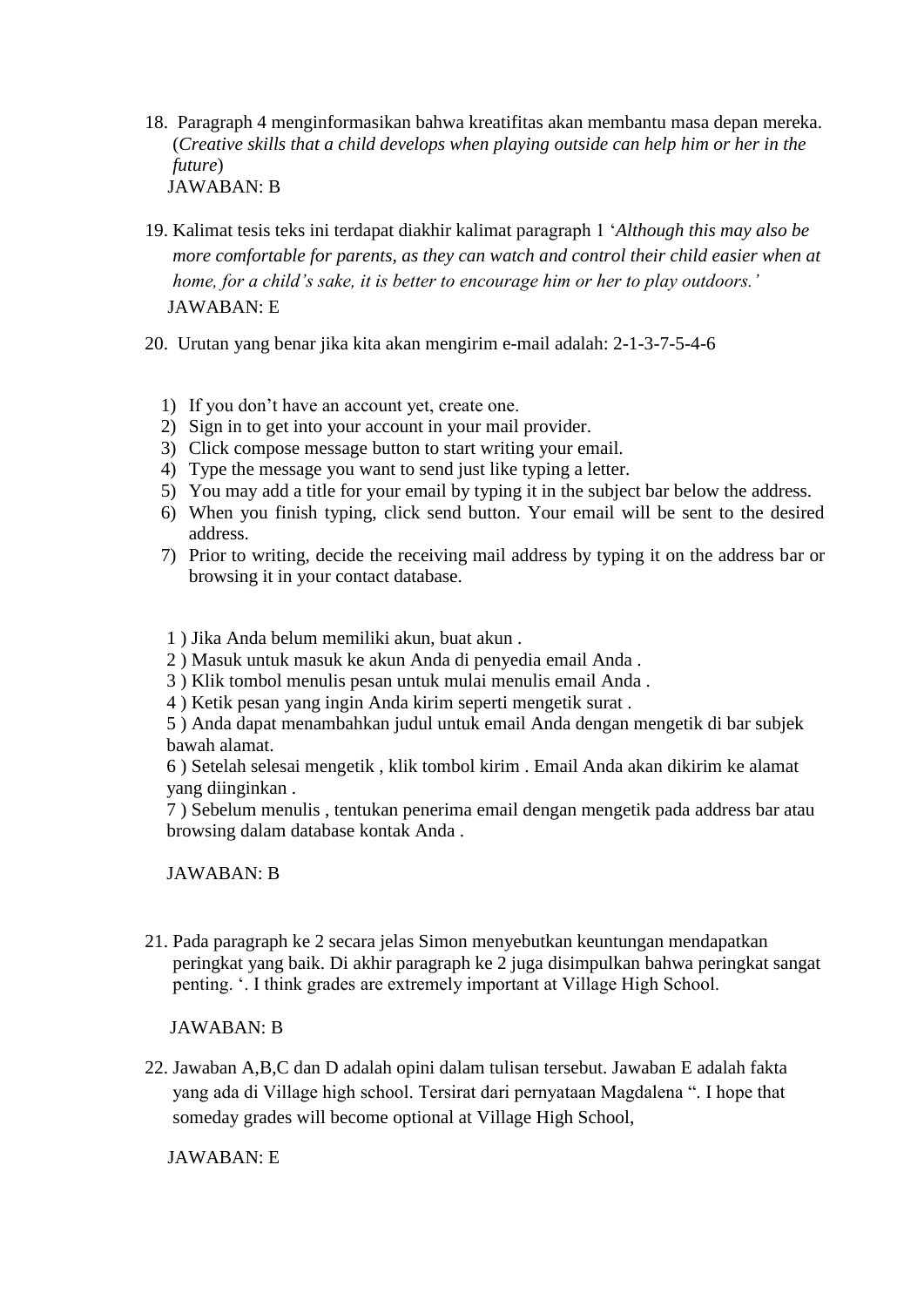18. Paragraph 4 menginformasikan bahwa kreatifitas akan membantu masa depan mereka. (*Creative skills that a child develops when playing outside can help him or her in the future*)
   JAWABAN: B

19. Kalimat tesis teks ini terdapat diakhir kalimat paragraph 1 '*Although this may also be more comfortable for parents, as they can watch and control their child easier when at home, for a child's sake, it is better to encourage him or her to play outdoors.'*
   JAWABAN: E

20. Urutan yang benar jika kita akan mengirim e-mail adalah: 2-1-3-7-5-4-6

    1) If you don't have an account yet, create one.
    2) Sign in to get into your account in your mail provider.
    3) Click compose message button to start writing your email.
    4) Type the message you want to send just like typing a letter.
    5) You may add a title for your email by typing it in the subject bar below the address.
    6) When you finish typing, click send button. Your email will be sent to the desired address.
    7) Prior to writing, decide the receiving mail address by typing it on the address bar or browsing it in your contact database.

   1 ) Jika Anda belum memiliki akun, buat akun .
   2 ) Masuk untuk masuk ke akun Anda di penyedia email Anda .
   3 ) Klik tombol menulis pesan untuk mulai menulis email Anda .
   4 ) Ketik pesan yang ingin Anda kirim seperti mengetik surat .
   5 ) Anda dapat menambahkan judul untuk email Anda dengan mengetik di bar subjek bawah alamat.
   6 ) Setelah selesai mengetik , klik tombol kirim . Email Anda akan dikirim ke alamat yang diinginkan .
   7 ) Sebelum menulis , tentukan penerima email dengan mengetik pada address bar atau browsing dalam database kontak Anda .

   JAWABAN: B

21. Pada paragraph ke 2 secara jelas Simon menyebutkan keuntungan mendapatkan peringkat yang baik. Di akhir paragraph ke 2 juga disimpulkan bahwa peringkat sangat penting. '. I think grades are extremely important at Village High School.

   JAWABAN: B

22. Jawaban A,B,C dan D adalah opini dalam tulisan tersebut. Jawaban E adalah fakta yang ada di Village high school. Tersirat dari pernyataan Magdalena ". I hope that someday grades will become optional at Village High School,

   JAWABAN: E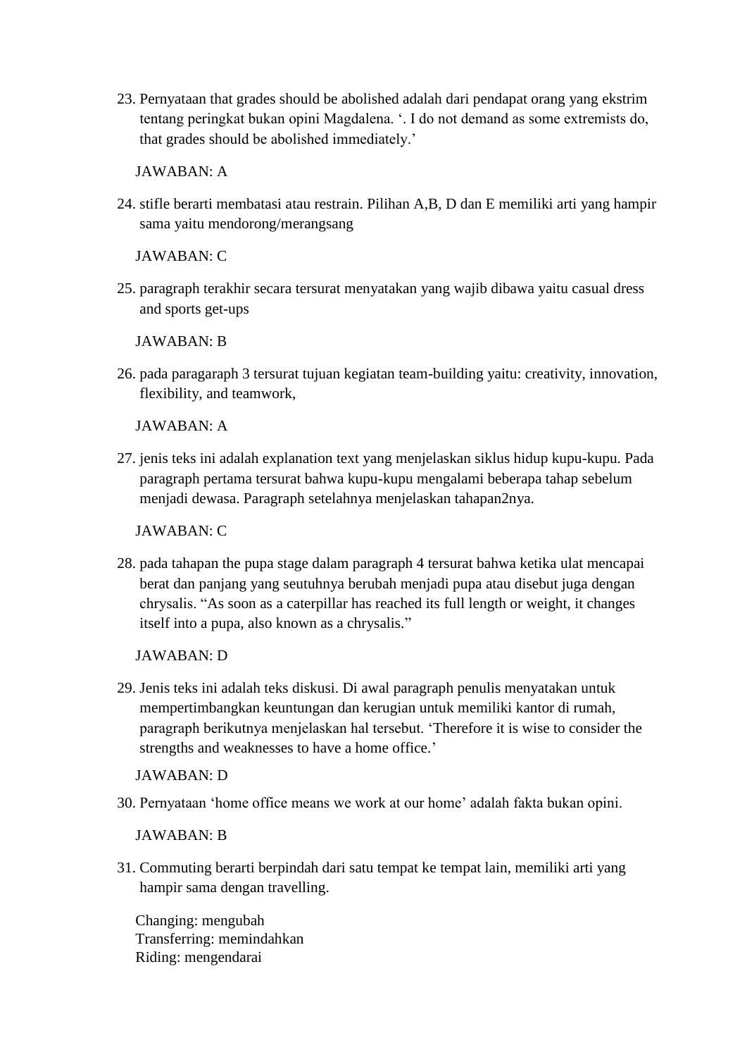23. Pernyataan that grades should be abolished adalah dari pendapat orang yang ekstrim tentang peringkat bukan opini Magdalena. '. I do not demand as some extremists do, that grades should be abolished immediately.'

    JAWABAN: A

24. stifle berarti membatasi atau restrain. Pilihan A,B, D dan E memiliki arti yang hampir sama yaitu mendorong/merangsang

    JAWABAN: C

25. paragraph terakhir secara tersurat menyatakan yang wajib dibawa yaitu casual dress and sports get-ups

    JAWABAN: B

26. pada paragaraph 3 tersurat tujuan kegiatan team-building yaitu: creativity, innovation, flexibility, and teamwork,

    JAWABAN: A

27. jenis teks ini adalah explanation text yang menjelaskan siklus hidup kupu-kupu. Pada paragraph pertama tersurat bahwa kupu-kupu mengalami beberapa tahap sebelum menjadi dewasa. Paragraph setelahnya menjelaskan tahapan2nya.

    JAWABAN: C

28. pada tahapan the pupa stage dalam paragraph 4 tersurat bahwa ketika ulat mencapai berat dan panjang yang seutuhnya berubah menjadi pupa atau disebut juga dengan chrysalis. "As soon as a caterpillar has reached its full length or weight, it changes itself into a pupa, also known as a chrysalis."

    JAWABAN: D

29. Jenis teks ini adalah teks diskusi. Di awal paragraph penulis menyatakan untuk mempertimbangkan keuntungan dan kerugian untuk memiliki kantor di rumah, paragraph berikutnya menjelaskan hal tersebut. 'Therefore it is wise to consider the strengths and weaknesses to have a home office.'

    JAWABAN: D

30. Pernyataan 'home office means we work at our home' adalah fakta bukan opini.

    JAWABAN: B

31. Commuting berarti berpindah dari satu tempat ke tempat lain, memiliki arti yang hampir sama dengan travelling.

    Changing: mengubah
    Transferring: memindahkan
    Riding: mengendarai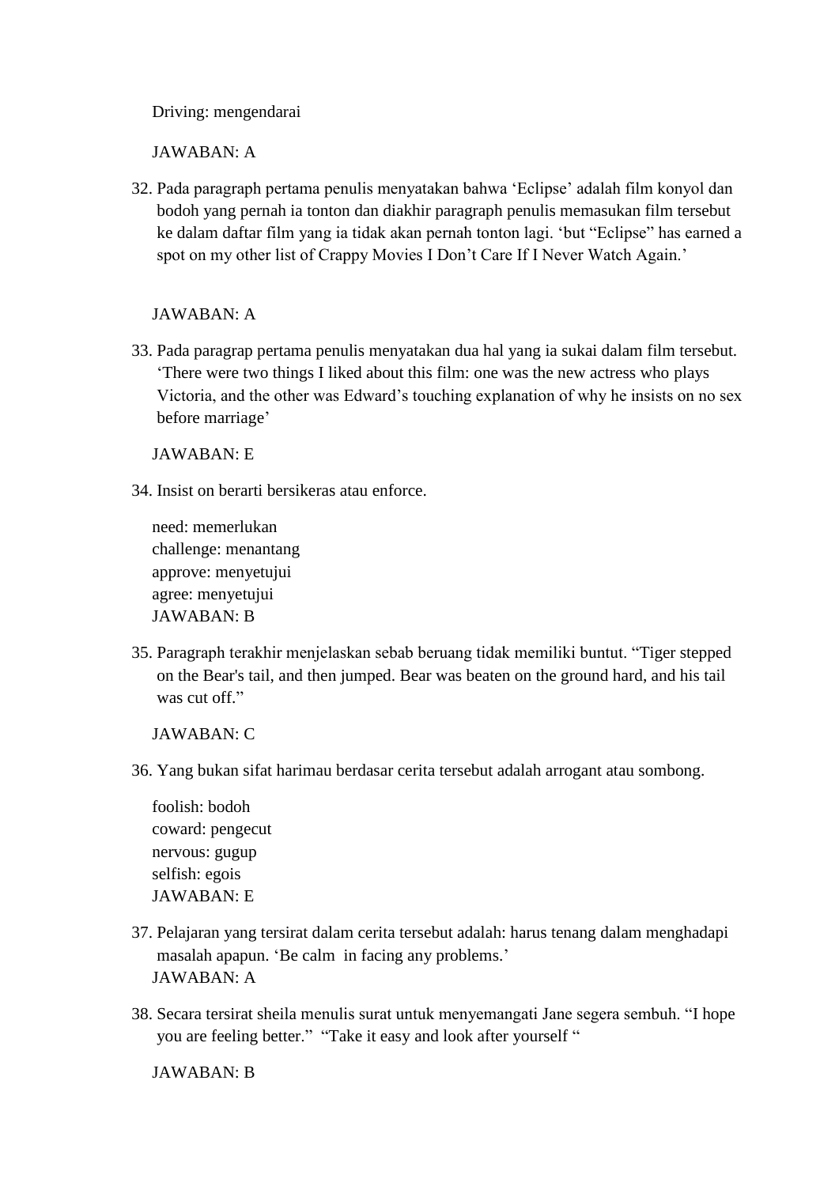Driving: mengendarai

JAWABAN: A

32. Pada paragraph pertama penulis menyatakan bahwa 'Eclipse' adalah film konyol dan bodoh yang pernah ia tonton dan diakhir paragraph penulis memasukan film tersebut ke dalam daftar film yang ia tidak akan pernah tonton lagi. 'but "Eclipse" has earned a spot on my other list of Crappy Movies I Don't Care If I Never Watch Again.'

   JAWABAN: A

33. Pada paragrap pertama penulis menyatakan dua hal yang ia sukai dalam film tersebut. 'There were two things I liked about this film: one was the new actress who plays Victoria, and the other was Edward's touching explanation of why he insists on no sex before marriage'

   JAWABAN: E

34. Insist on berarti bersikeras atau enforce.

   need: memerlukan
   challenge: menantang
   approve: menyetujui
   agree: menyetujui
   JAWABAN: B

35. Paragraph terakhir menjelaskan sebab beruang tidak memiliki buntut. "Tiger stepped on the Bear's tail, and then jumped. Bear was beaten on the ground hard, and his tail was cut off."

   JAWABAN: C

36. Yang bukan sifat harimau berdasar cerita tersebut adalah arrogant atau sombong.

   foolish: bodoh
   coward: pengecut
   nervous: gugup
   selfish: egois
   JAWABAN: E

37. Pelajaran yang tersirat dalam cerita tersebut adalah: harus tenang dalam menghadapi masalah apapun. 'Be calm in facing any problems.'
   JAWABAN: A

38. Secara tersirat sheila menulis surat untuk menyemangati Jane segera sembuh. "I hope you are feeling better." "Take it easy and look after yourself "

   JAWABAN: B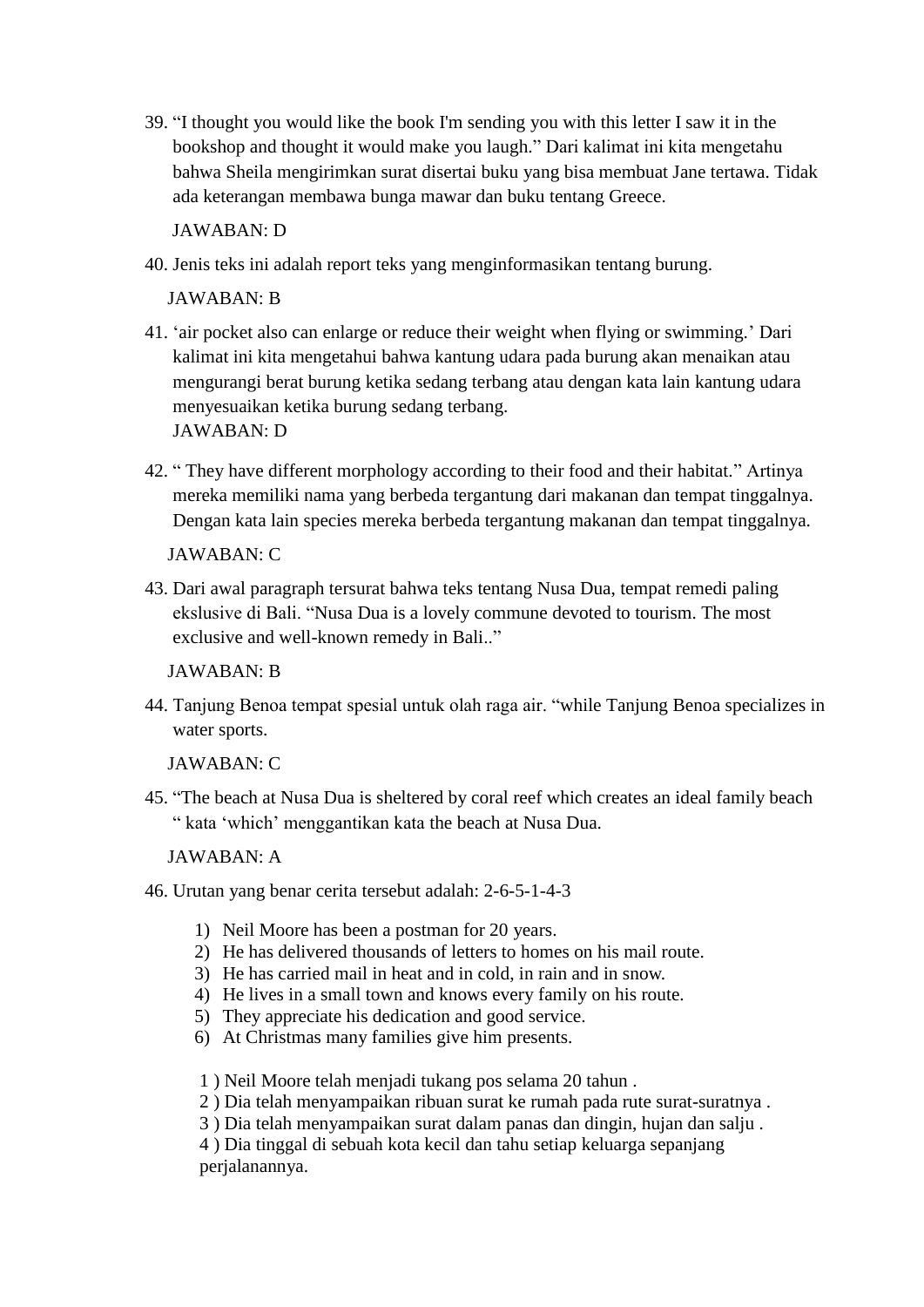39. "I thought you would like the book I'm sending you with this letter I saw it in the bookshop and thought it would make you laugh." Dari kalimat ini kita mengetahu bahwa Sheila mengirimkan surat disertai buku yang bisa membuat Jane tertawa. Tidak ada keterangan membawa bunga mawar dan buku tentang Greece.

    JAWABAN: D

40. Jenis teks ini adalah report teks yang menginformasikan tentang burung.

    JAWABAN: B

41. 'air pocket also can enlarge or reduce their weight when flying or swimming.' Dari kalimat ini kita mengetahui bahwa kantung udara pada burung akan menaikan atau mengurangi berat burung ketika sedang terbang atau dengan kata lain kantung udara menyesuaikan ketika burung sedang terbang.
    JAWABAN: D

42. " They have different morphology according to their food and their habitat." Artinya mereka memiliki nama yang berbeda tergantung dari makanan dan tempat tinggalnya. Dengan kata lain species mereka berbeda tergantung makanan dan tempat tinggalnya.

    JAWABAN: C

43. Dari awal paragraph tersurat bahwa teks tentang Nusa Dua, tempat remedi paling ekslusive di Bali. "Nusa Dua is a lovely commune devoted to tourism. The most exclusive and well-known remedy in Bali.."

    JAWABAN: B

44. Tanjung Benoa tempat spesial untuk olah raga air. "while Tanjung Benoa specializes in water sports.

    JAWABAN: C

45. "The beach at Nusa Dua is sheltered by coral reef which creates an ideal family beach " kata 'which' menggantikan kata the beach at Nusa Dua.

    JAWABAN: A

46. Urutan yang benar cerita tersebut adalah: 2-6-5-1-4-3

    1) Neil Moore has been a postman for 20 years.
    2) He has delivered thousands of letters to homes on his mail route.
    3) He has carried mail in heat and in cold, in rain and in snow.
    4) He lives in a small town and knows every family on his route.
    5) They appreciate his dedication and good service.
    6) At Christmas many families give him presents.

    1 ) Neil Moore telah menjadi tukang pos selama 20 tahun .
    2 ) Dia telah menyampaikan ribuan surat ke rumah pada rute surat-suratnya .
    3 ) Dia telah menyampaikan surat dalam panas dan dingin, hujan dan salju .
    4 ) Dia tinggal di sebuah kota kecil dan tahu setiap keluarga sepanjang perjalanannya.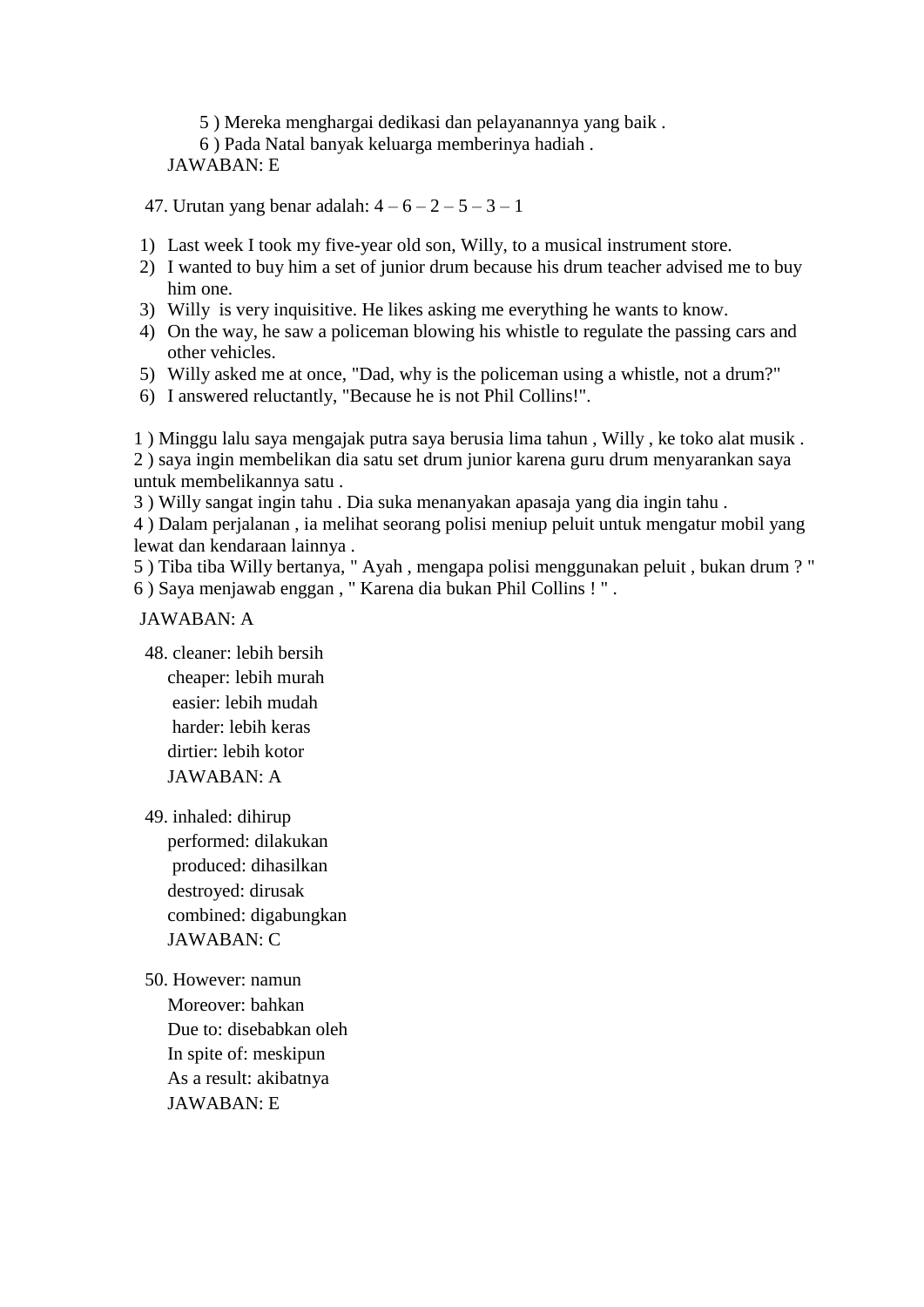5 ) Mereka menghargai dedikasi dan pelayanannya yang baik .

6 ) Pada Natal banyak keluarga memberinya hadiah .

JAWABAN: E

47. Urutan yang benar adalah: 4 – 6 – 2 – 5 – 3 – 1

1) Last week I took my five-year old son, Willy, to a musical instrument store.
2) I wanted to buy him a set of junior drum because his drum teacher advised me to buy him one.
3) Willy is very inquisitive. He likes asking me everything he wants to know.
4) On the way, he saw a policeman blowing his whistle to regulate the passing cars and other vehicles.
5) Willy asked me at once, "Dad, why is the policeman using a whistle, not a drum?"
6) I answered reluctantly, "Because he is not Phil Collins!".

1 ) Minggu lalu saya mengajak putra saya berusia lima tahun , Willy , ke toko alat musik .
2 ) saya ingin membelikan dia satu set drum junior karena guru drum menyarankan saya untuk membelikannya satu .
3 ) Willy sangat ingin tahu . Dia suka menanyakan apasaja yang dia ingin tahu .
4 ) Dalam perjalanan , ia melihat seorang polisi meniup peluit untuk mengatur mobil yang lewat dan kendaraan lainnya .
5 ) Tiba tiba Willy bertanya, " Ayah , mengapa polisi menggunakan peluit , bukan drum ? "
6 ) Saya menjawab enggan , " Karena dia bukan Phil Collins ! " .

JAWABAN: A

48. cleaner: lebih bersih
cheaper: lebih murah
easier: lebih mudah
harder: lebih keras
dirtier: lebih kotor
JAWABAN: A

49. inhaled: dihirup
performed: dilakukan
produced: dihasilkan
destroyed: dirusak
combined: digabungkan
JAWABAN: C

50. However: namun
Moreover: bahkan
Due to: disebabkan oleh
In spite of: meskipun
As a result: akibatnya
JAWABAN: E